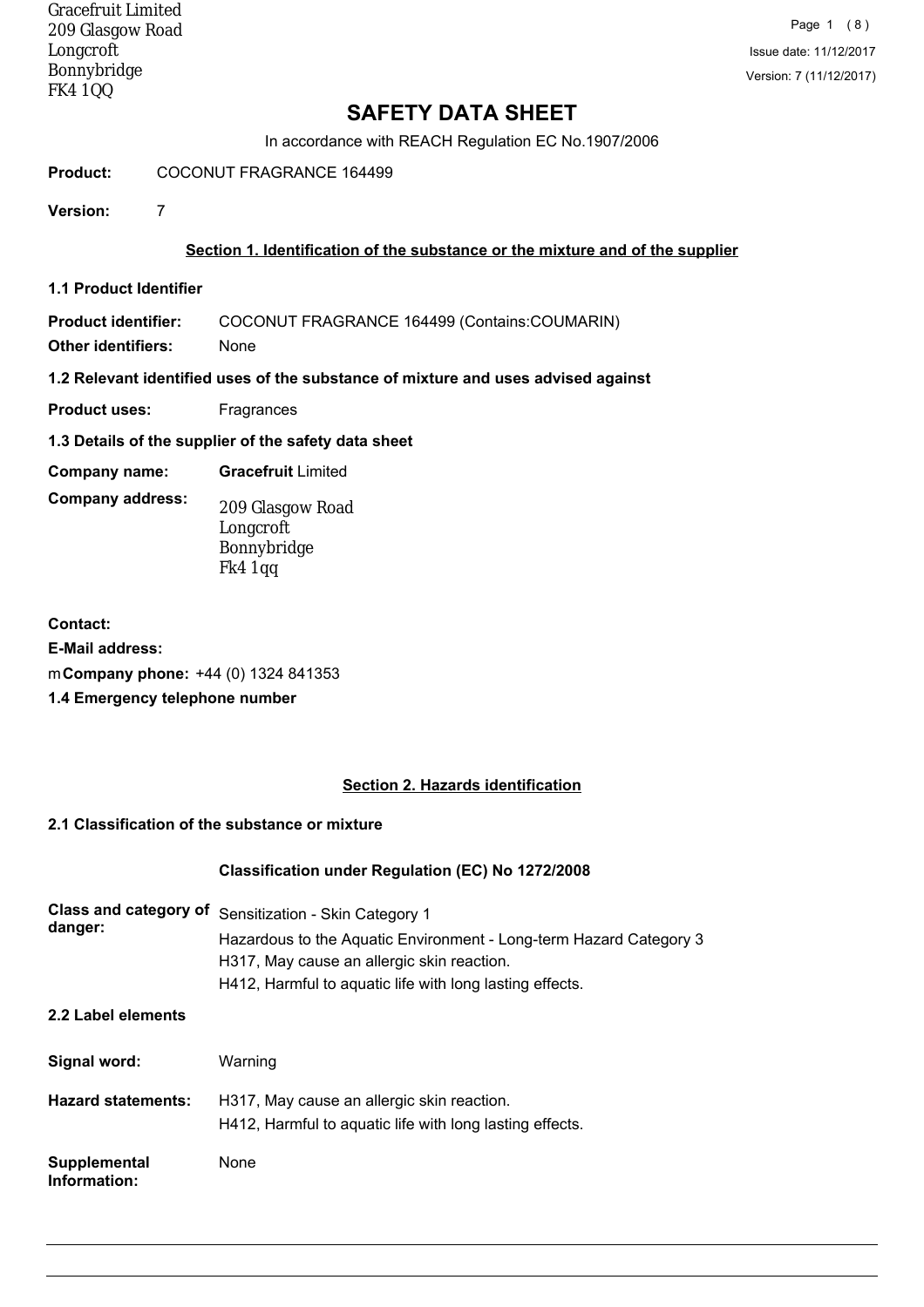Gracefruit Limited
209 Glasgow Road
Longcroft
Bonnybridge
FK4 1QQ

Issue date: 11/12/2017
Version: 7 (11/12/2017)

# SAFETY DATA SHEET

In accordance with REACH Regulation EC No.1907/2006

**Product:** COCONUT FRAGRANCE 164499

**Version:** 7

## Section 1. Identification of the substance or the mixture and of the supplier

### 1.1 Product Identifier

**Product identifier:** COCONUT FRAGRANCE 164499 (Contains:COUMARIN)

**Other identifiers:** None

### 1.2 Relevant identified uses of the substance of mixture and uses advised against

**Product uses:** Fragrances

### 1.3 Details of the supplier of the safety data sheet

**Company name:** **Gracefruit** Limited

**Company address:**
209 Glasgow Road
Longcroft
Bonnybridge
Fk4 1qq

**Contact:**

**E-Mail address:**

m **Company phone:** +44 (0) 1324 841353

### 1.4 Emergency telephone number

## Section 2. Hazards identification

### 2.1 Classification of the substance or mixture

**Classification under Regulation (EC) No 1272/2008**

**Class and category of danger:**
Sensitization - Skin Category 1
Hazardous to the Aquatic Environment - Long-term Hazard Category 3
H317, May cause an allergic skin reaction.
H412, Harmful to aquatic life with long lasting effects.

### 2.2 Label elements

**Signal word:** Warning

**Hazard statements:**
H317, May cause an allergic skin reaction.
H412, Harmful to aquatic life with long lasting effects.

**Supplemental Information:** None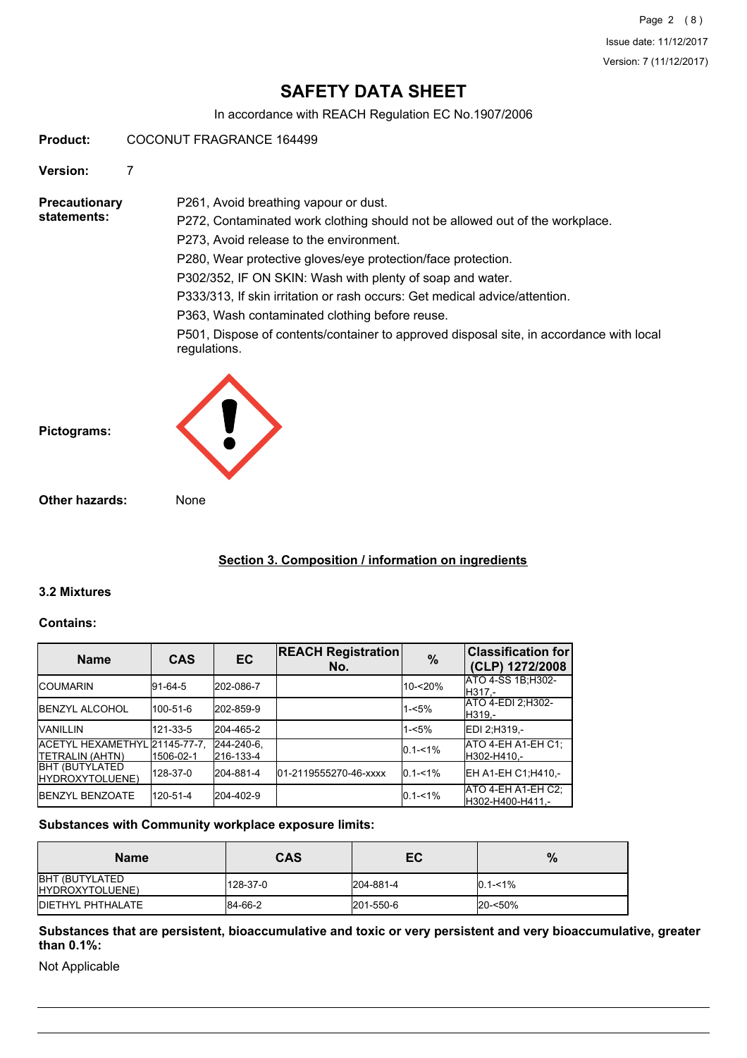# SAFETY DATA SHEET

In accordance with REACH Regulation EC No.1907/2006

**Product:** COCONUT FRAGRANCE 164499

**Version:** 7

**Precautionary statements:**

P261, Avoid breathing vapour or dust.

P272, Contaminated work clothing should not be allowed out of the workplace.

P273, Avoid release to the environment.

P280, Wear protective gloves/eye protection/face protection.

P302/352, IF ON SKIN: Wash with plenty of soap and water.

P333/313, If skin irritation or rash occurs: Get medical advice/attention.

P363, Wash contaminated clothing before reuse.

P501, Dispose of contents/container to approved disposal site, in accordance with local regulations.

**Pictograms:**

**Other hazards:** None

## Section 3. Composition / information on ingredients

### 3.2 Mixtures

**Contains:**

| Name | CAS | EC | REACH Registration No. | % | Classification for (CLP) 1272/2008 |
|---|---|---|---|---|---|
| COUMARIN | 91-64-5 | 202-086-7 | | 10-<20% | ATO 4-SS 1B;H302-H317,- |
| BENZYL ALCOHOL | 100-51-6 | 202-859-9 | | 1-<5% | ATO 4-EDI 2;H302-H319,- |
| VANILLIN | 121-33-5 | 204-465-2 | | 1-<5% | EDI 2;H319,- |
| ACETYL HEXAMETHYL TETRALIN (AHTN) | 21145-77-7, 1506-02-1 | 244-240-6, 216-133-4 | | 0.1-<1% | ATO 4-EH A1-EH C1;H302-H410,- |
| BHT (BUTYLATED HYDROXYTOLUENE) | 128-37-0 | 204-881-4 | 01-2119555270-46-xxxx | 0.1-<1% | EH A1-EH C1;H410,- |
| BENZYL BENZOATE | 120-51-4 | 204-402-9 | | 0.1-<1% | ATO 4-EH A1-EH C2;H302-H400-H411,- |

**Substances with Community workplace exposure limits:**

| Name | CAS | EC | % |
|---|---|---|---|
| BHT (BUTYLATED HYDROXYTOLUENE) | 128-37-0 | 204-881-4 | 0.1-<1% |
| DIETHYL PHTHALATE | 84-66-2 | 201-550-6 | 20-<50% |

**Substances that are persistent, bioaccumulative and toxic or very persistent and very bioaccumulative, greater than 0.1%:**

Not Applicable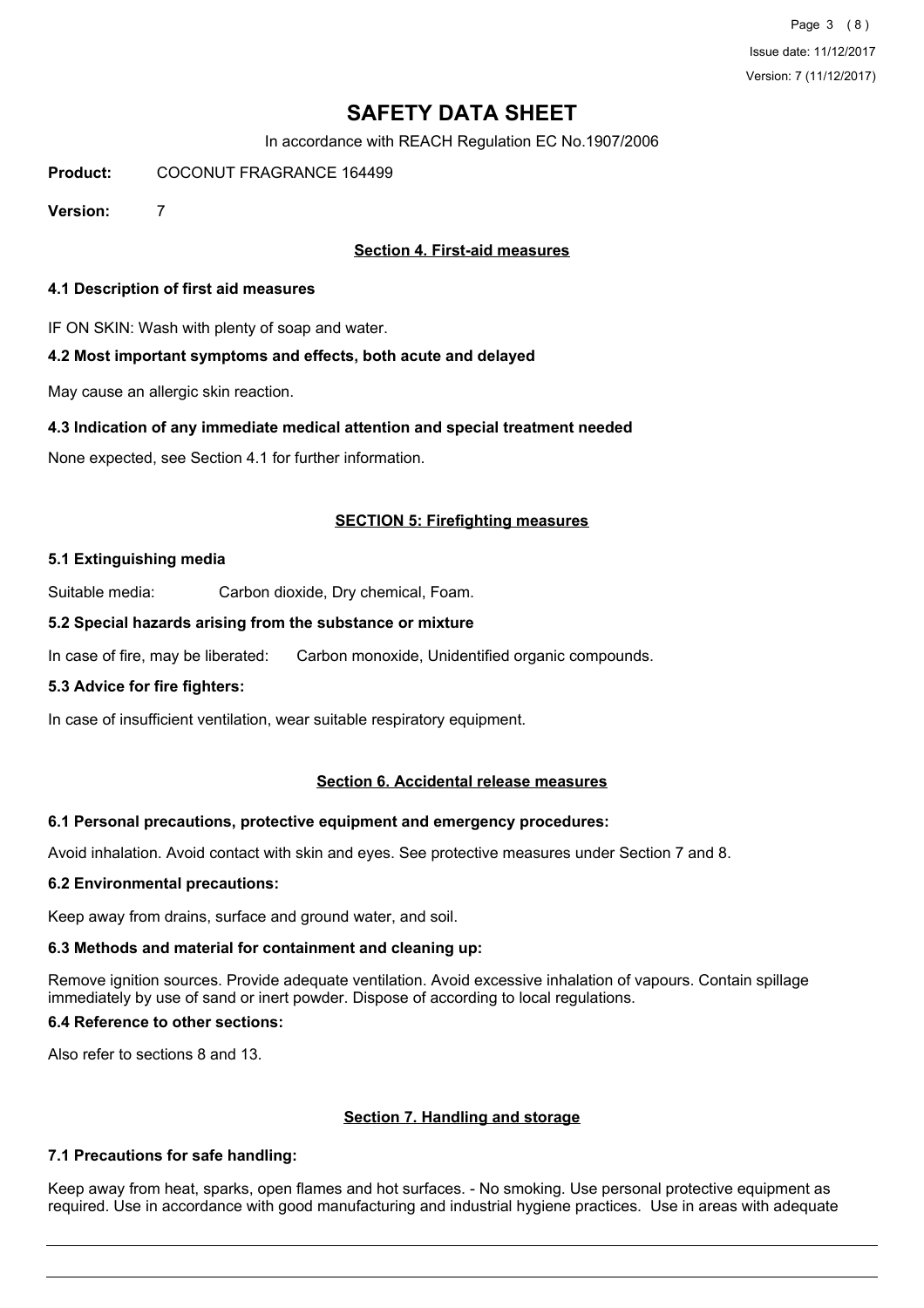# SAFETY DATA SHEET

In accordance with REACH Regulation EC No.1907/2006

**Product:** COCONUT FRAGRANCE 164499

**Version:** 7

## Section 4. First-aid measures

### 4.1 Description of first aid measures

IF ON SKIN: Wash with plenty of soap and water.

### 4.2 Most important symptoms and effects, both acute and delayed

May cause an allergic skin reaction.

### 4.3 Indication of any immediate medical attention and special treatment needed

None expected, see Section 4.1 for further information.

## SECTION 5: Firefighting measures

### 5.1 Extinguishing media

Suitable media: Carbon dioxide, Dry chemical, Foam.

### 5.2 Special hazards arising from the substance or mixture

In case of fire, may be liberated: Carbon monoxide, Unidentified organic compounds.

### 5.3 Advice for fire fighters:

In case of insufficient ventilation, wear suitable respiratory equipment.

## Section 6. Accidental release measures

### 6.1 Personal precautions, protective equipment and emergency procedures:

Avoid inhalation. Avoid contact with skin and eyes. See protective measures under Section 7 and 8.

### 6.2 Environmental precautions:

Keep away from drains, surface and ground water, and soil.

### 6.3 Methods and material for containment and cleaning up:

Remove ignition sources. Provide adequate ventilation. Avoid excessive inhalation of vapours. Contain spillage immediately by use of sand or inert powder. Dispose of according to local regulations.

### 6.4 Reference to other sections:

Also refer to sections 8 and 13.

## Section 7. Handling and storage

### 7.1 Precautions for safe handling:

Keep away from heat, sparks, open flames and hot surfaces. - No smoking. Use personal protective equipment as required. Use in accordance with good manufacturing and industrial hygiene practices. Use in areas with adequate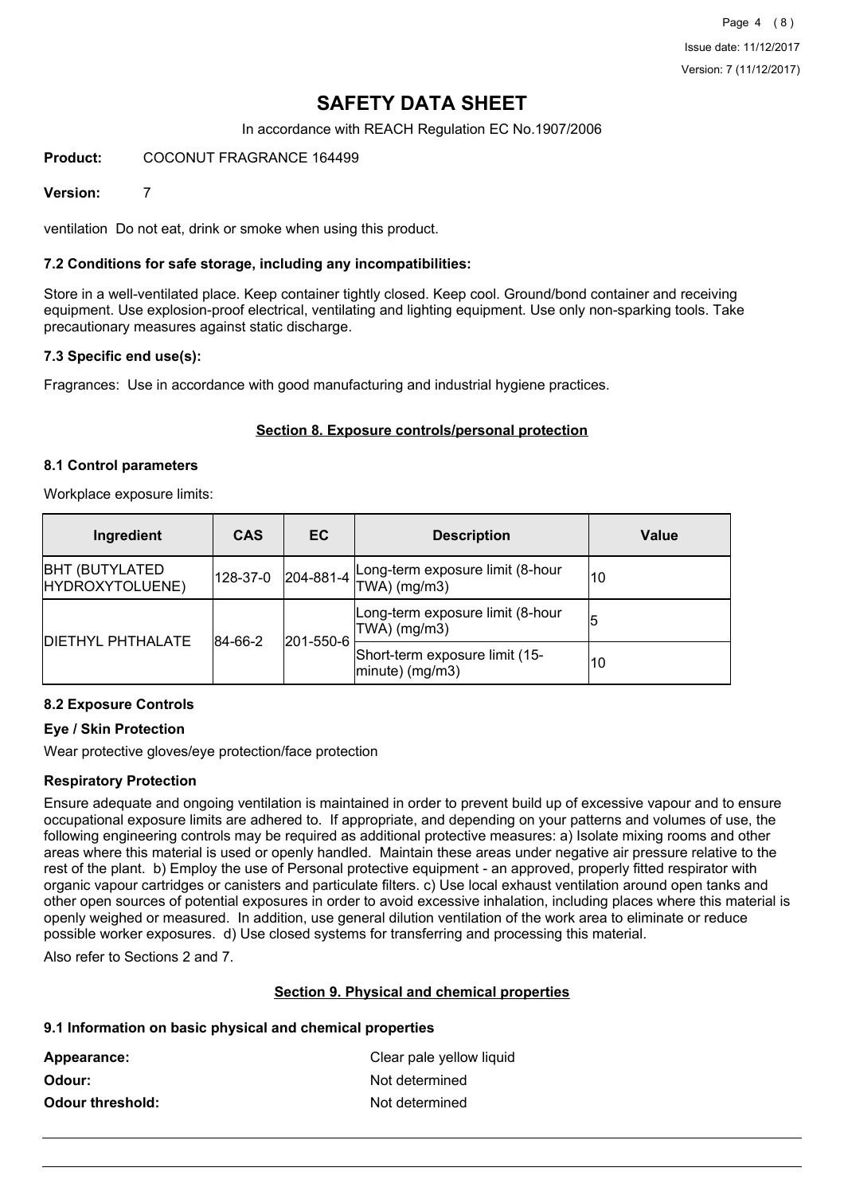# SAFETY DATA SHEET

In accordance with REACH Regulation EC No.1907/2006

**Product:** COCONUT FRAGRANCE 164499

**Version:** 7

ventilation Do not eat, drink or smoke when using this product.

### 7.2 Conditions for safe storage, including any incompatibilities:

Store in a well-ventilated place. Keep container tightly closed. Keep cool. Ground/bond container and receiving equipment. Use explosion-proof electrical, ventilating and lighting equipment. Use only non-sparking tools. Take precautionary measures against static discharge.

### 7.3 Specific end use(s):

Fragrances: Use in accordance with good manufacturing and industrial hygiene practices.

## Section 8. Exposure controls/personal protection

### 8.1 Control parameters

Workplace exposure limits:

| Ingredient | CAS | EC | Description | Value |
|---|---|---|---|---|
| BHT (BUTYLATED HYDROXYTOLUENE) | 128-37-0 | 204-881-4 | Long-term exposure limit (8-hour TWA) (mg/m3) | 10 |
| DIETHYL PHTHALATE | 84-66-2 | 201-550-6 | Long-term exposure limit (8-hour TWA) (mg/m3) | 5 |
| | | | Short-term exposure limit (15-minute) (mg/m3) | 10 |

### 8.2 Exposure Controls

**Eye / Skin Protection**

Wear protective gloves/eye protection/face protection

**Respiratory Protection**

Ensure adequate and ongoing ventilation is maintained in order to prevent build up of excessive vapour and to ensure occupational exposure limits are adhered to. If appropriate, and depending on your patterns and volumes of use, the following engineering controls may be required as additional protective measures: a) Isolate mixing rooms and other areas where this material is used or openly handled. Maintain these areas under negative air pressure relative to the rest of the plant. b) Employ the use of Personal protective equipment - an approved, properly fitted respirator with organic vapour cartridges or canisters and particulate filters. c) Use local exhaust ventilation around open tanks and other open sources of potential exposures in order to avoid excessive inhalation, including places where this material is openly weighed or measured. In addition, use general dilution ventilation of the work area to eliminate or reduce possible worker exposures. d) Use closed systems for transferring and processing this material.

Also refer to Sections 2 and 7.

## Section 9. Physical and chemical properties

### 9.1 Information on basic physical and chemical properties

**Appearance:** Clear pale yellow liquid

**Odour:** Not determined

**Odour threshold:** Not determined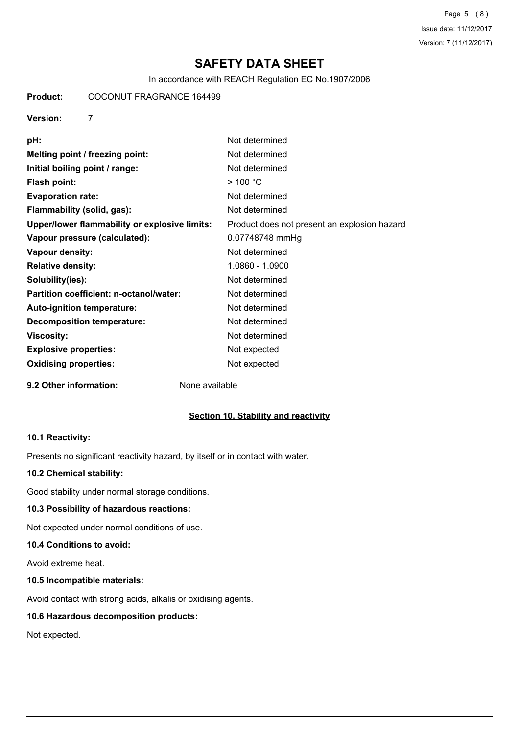# SAFETY DATA SHEET

In accordance with REACH Regulation EC No.1907/2006

**Product:** COCONUT FRAGRANCE 164499

**Version:** 7

| | |
|---|---|
| **pH:** | Not determined |
| **Melting point / freezing point:** | Not determined |
| **Initial boiling point / range:** | Not determined |
| **Flash point:** | > 100 °C |
| **Evaporation rate:** | Not determined |
| **Flammability (solid, gas):** | Not determined |
| **Upper/lower flammability or explosive limits:** | Product does not present an explosion hazard |
| **Vapour pressure (calculated):** | 0.07748748 mmHg |
| **Vapour density:** | Not determined |
| **Relative density:** | 1.0860 - 1.0900 |
| **Solubility(ies):** | Not determined |
| **Partition coefficient: n-octanol/water:** | Not determined |
| **Auto-ignition temperature:** | Not determined |
| **Decomposition temperature:** | Not determined |
| **Viscosity:** | Not determined |
| **Explosive properties:** | Not expected |
| **Oxidising properties:** | Not expected |

**9.2 Other information:** None available

## Section 10. Stability and reactivity

### 10.1 Reactivity:

Presents no significant reactivity hazard, by itself or in contact with water.

### 10.2 Chemical stability:

Good stability under normal storage conditions.

### 10.3 Possibility of hazardous reactions:

Not expected under normal conditions of use.

### 10.4 Conditions to avoid:

Avoid extreme heat.

### 10.5 Incompatible materials:

Avoid contact with strong acids, alkalis or oxidising agents.

### 10.6 Hazardous decomposition products:

Not expected.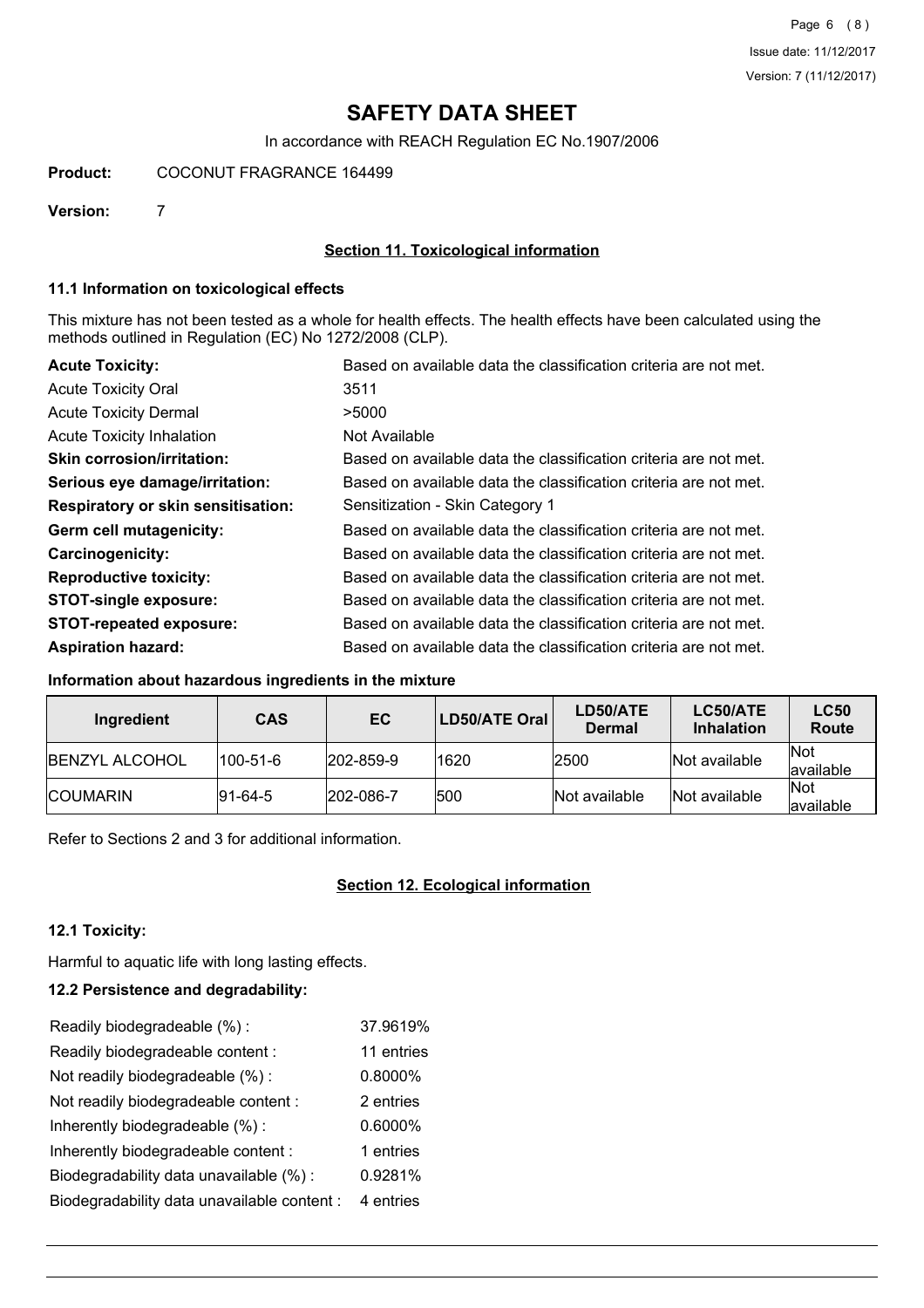# SAFETY DATA SHEET

In accordance with REACH Regulation EC No.1907/2006

**Product:** COCONUT FRAGRANCE 164499

**Version:** 7

## Section 11. Toxicological information

### 11.1 Information on toxicological effects

This mixture has not been tested as a whole for health effects. The health effects have been calculated using the methods outlined in Regulation (EC) No 1272/2008 (CLP).

| | |
|---|---|
| **Acute Toxicity:** | Based on available data the classification criteria are not met. |
| Acute Toxicity Oral | 3511 |
| Acute Toxicity Dermal | >5000 |
| Acute Toxicity Inhalation | Not Available |
| **Skin corrosion/irritation:** | Based on available data the classification criteria are not met. |
| **Serious eye damage/irritation:** | Based on available data the classification criteria are not met. |
| **Respiratory or skin sensitisation:** | Sensitization - Skin Category 1 |
| **Germ cell mutagenicity:** | Based on available data the classification criteria are not met. |
| **Carcinogenicity:** | Based on available data the classification criteria are not met. |
| **Reproductive toxicity:** | Based on available data the classification criteria are not met. |
| **STOT-single exposure:** | Based on available data the classification criteria are not met. |
| **STOT-repeated exposure:** | Based on available data the classification criteria are not met. |
| **Aspiration hazard:** | Based on available data the classification criteria are not met. |

### Information about hazardous ingredients in the mixture

| Ingredient | CAS | EC | LD50/ATE Oral | LD50/ATE Dermal | LC50/ATE Inhalation | LC50 Route |
|---|---|---|---|---|---|---|
| BENZYL ALCOHOL | 100-51-6 | 202-859-9 | 1620 | 2500 | Not available | Not available |
| COUMARIN | 91-64-5 | 202-086-7 | 500 | Not available | Not available | Not available |

Refer to Sections 2 and 3 for additional information.

## Section 12. Ecological information

### 12.1 Toxicity:

Harmful to aquatic life with long lasting effects.

### 12.2 Persistence and degradability:

| | |
|---|---|
| Readily biodegradeable (%) : | 37.9619% |
| Readily biodegradeable content : | 11 entries |
| Not readily biodegradeable (%) : | 0.8000% |
| Not readily biodegradeable content : | 2 entries |
| Inherently biodegradeable (%) : | 0.6000% |
| Inherently biodegradeable content : | 1 entries |
| Biodegradability data unavailable (%) : | 0.9281% |
| Biodegradability data unavailable content : | 4 entries |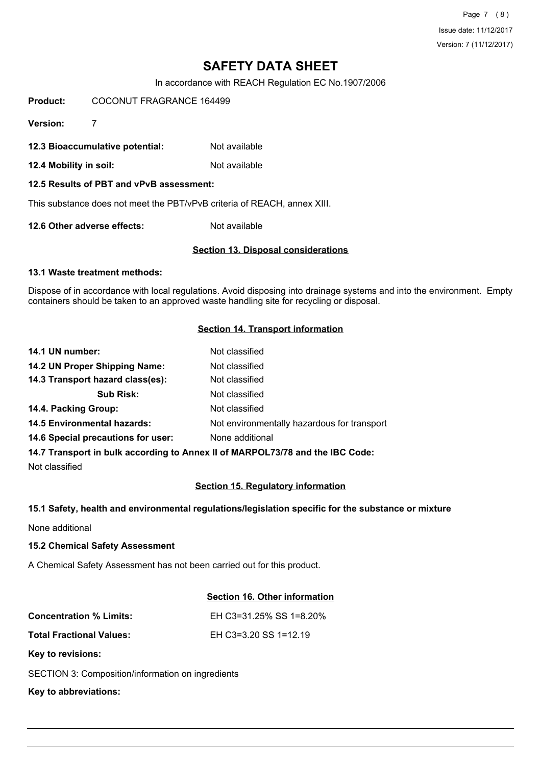# SAFETY DATA SHEET

In accordance with REACH Regulation EC No.1907/2006

**Product:** COCONUT FRAGRANCE 164499

**Version:** 7

**12.3 Bioaccumulative potential:** Not available

**12.4 Mobility in soil:** Not available

**12.5 Results of PBT and vPvB assessment:**

This substance does not meet the PBT/vPvB criteria of REACH, annex XIII.

**12.6 Other adverse effects:** Not available

## Section 13. Disposal considerations

**13.1 Waste treatment methods:**

Dispose of in accordance with local regulations. Avoid disposing into drainage systems and into the environment. Empty containers should be taken to an approved waste handling site for recycling or disposal.

## Section 14. Transport information

**14.1 UN number:** Not classified

**14.2 UN Proper Shipping Name:** Not classified

**14.3 Transport hazard class(es):** Not classified

**Sub Risk:** Not classified

**14.4. Packing Group:** Not classified

**14.5 Environmental hazards:** Not environmentally hazardous for transport

**14.6 Special precautions for user:** None additional

**14.7 Transport in bulk according to Annex II of MARPOL73/78 and the IBC Code:**

Not classified

## Section 15. Regulatory information

**15.1 Safety, health and environmental regulations/legislation specific for the substance or mixture**

None additional

**15.2 Chemical Safety Assessment**

A Chemical Safety Assessment has not been carried out for this product.

## Section 16. Other information

**Concentration % Limits:** EH C3=31.25% SS 1=8.20%

**Total Fractional Values:** EH C3=3.20 SS 1=12.19

**Key to revisions:**

SECTION 3: Composition/information on ingredients

**Key to abbreviations:**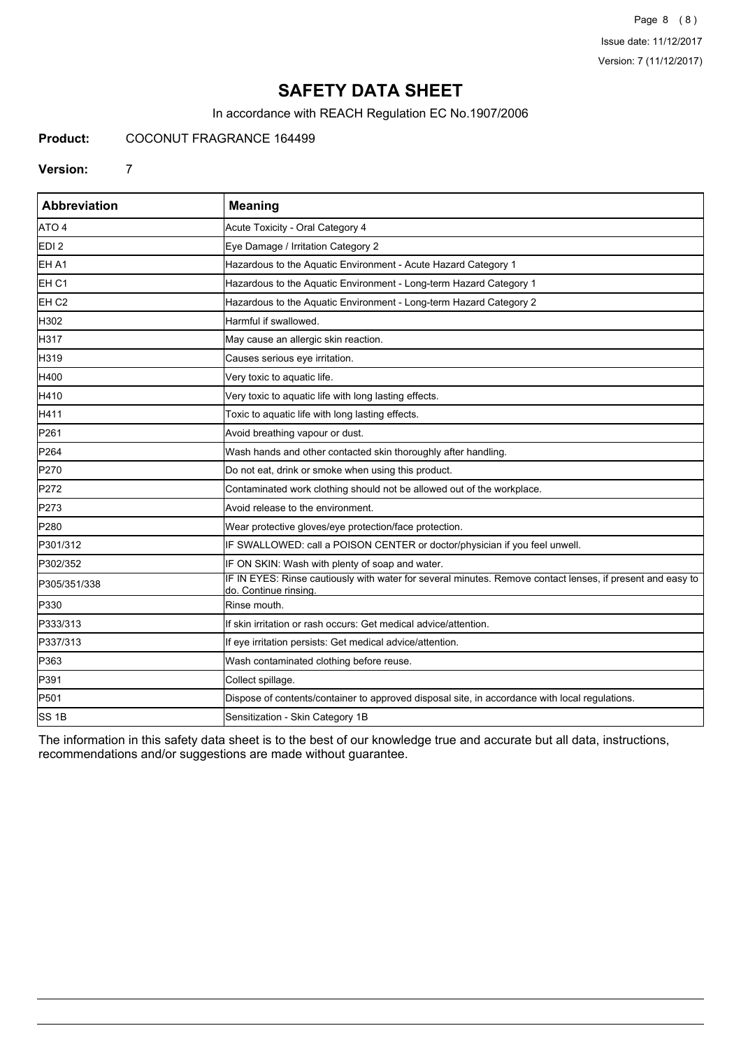# SAFETY DATA SHEET

In accordance with REACH Regulation EC No.1907/2006

**Product:** COCONUT FRAGRANCE 164499

**Version:** 7

| Abbreviation | Meaning |
| --- | --- |
| ATO 4 | Acute Toxicity - Oral Category 4 |
| EDI 2 | Eye Damage / Irritation Category 2 |
| EH A1 | Hazardous to the Aquatic Environment - Acute Hazard Category 1 |
| EH C1 | Hazardous to the Aquatic Environment - Long-term Hazard Category 1 |
| EH C2 | Hazardous to the Aquatic Environment - Long-term Hazard Category 2 |
| H302 | Harmful if swallowed. |
| H317 | May cause an allergic skin reaction. |
| H319 | Causes serious eye irritation. |
| H400 | Very toxic to aquatic life. |
| H410 | Very toxic to aquatic life with long lasting effects. |
| H411 | Toxic to aquatic life with long lasting effects. |
| P261 | Avoid breathing vapour or dust. |
| P264 | Wash hands and other contacted skin thoroughly after handling. |
| P270 | Do not eat, drink or smoke when using this product. |
| P272 | Contaminated work clothing should not be allowed out of the workplace. |
| P273 | Avoid release to the environment. |
| P280 | Wear protective gloves/eye protection/face protection. |
| P301/312 | IF SWALLOWED: call a POISON CENTER or doctor/physician if you feel unwell. |
| P302/352 | IF ON SKIN: Wash with plenty of soap and water. |
| P305/351/338 | IF IN EYES: Rinse cautiously with water for several minutes. Remove contact lenses, if present and easy to do. Continue rinsing. |
| P330 | Rinse mouth. |
| P333/313 | If skin irritation or rash occurs: Get medical advice/attention. |
| P337/313 | If eye irritation persists: Get medical advice/attention. |
| P363 | Wash contaminated clothing before reuse. |
| P391 | Collect spillage. |
| P501 | Dispose of contents/container to approved disposal site, in accordance with local regulations. |
| SS 1B | Sensitization - Skin Category 1B |

The information in this safety data sheet is to the best of our knowledge true and accurate but all data, instructions, recommendations and/or suggestions are made without guarantee.